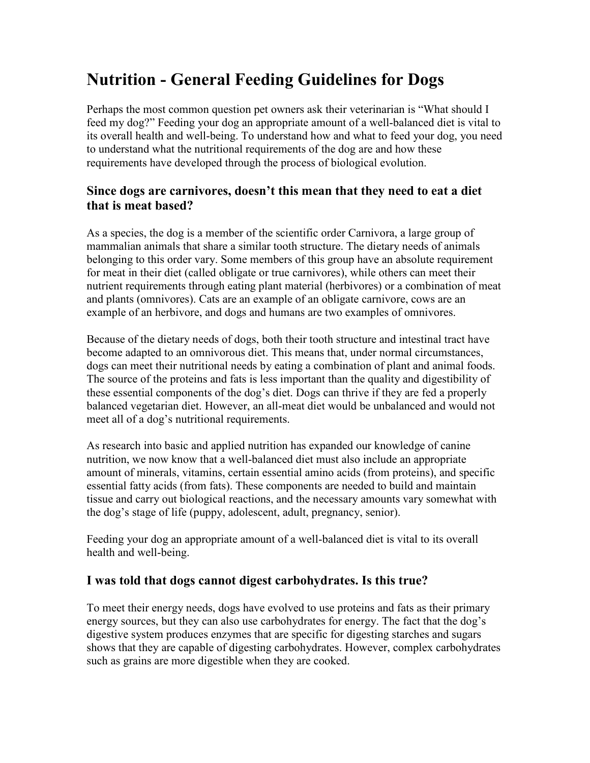# Nutrition - General Feeding Guidelines for Dogs

Perhaps the most common question pet owners ask their veterinarian is "What should I feed my dog?" Feeding your dog an appropriate amount of a well-balanced diet is vital to its overall health and well-being. To understand how and what to feed your dog, you need to understand what the nutritional requirements of the dog are and how these requirements have developed through the process of biological evolution.

## Since dogs are carnivores, doesn't this mean that they need to eat a diet that is meat based?

As a species, the dog is a member of the scientific order Carnivora, a large group of mammalian animals that share a similar tooth structure. The dietary needs of animals belonging to this order vary. Some members of this group have an absolute requirement for meat in their diet (called obligate or true carnivores), while others can meet their nutrient requirements through eating plant material (herbivores) or a combination of meat and plants (omnivores). Cats are an example of an obligate carnivore, cows are an example of an herbivore, and dogs and humans are two examples of omnivores.

Because of the dietary needs of dogs, both their tooth structure and intestinal tract have become adapted to an omnivorous diet. This means that, under normal circumstances, dogs can meet their nutritional needs by eating a combination of plant and animal foods. The source of the proteins and fats is less important than the quality and digestibility of these essential components of the dog's diet. Dogs can thrive if they are fed a properly balanced vegetarian diet. However, an all-meat diet would be unbalanced and would not meet all of a dog's nutritional requirements.

As research into basic and applied nutrition has expanded our knowledge of canine nutrition, we now know that a well-balanced diet must also include an appropriate amount of minerals, vitamins, certain essential amino acids (from proteins), and specific essential fatty acids (from fats). These components are needed to build and maintain tissue and carry out biological reactions, and the necessary amounts vary somewhat with the dog's stage of life (puppy, adolescent, adult, pregnancy, senior).

Feeding your dog an appropriate amount of a well-balanced diet is vital to its overall health and well-being.

## I was told that dogs cannot digest carbohydrates. Is this true?

To meet their energy needs, dogs have evolved to use proteins and fats as their primary energy sources, but they can also use carbohydrates for energy. The fact that the dog's digestive system produces enzymes that are specific for digesting starches and sugars shows that they are capable of digesting carbohydrates. However, complex carbohydrates such as grains are more digestible when they are cooked.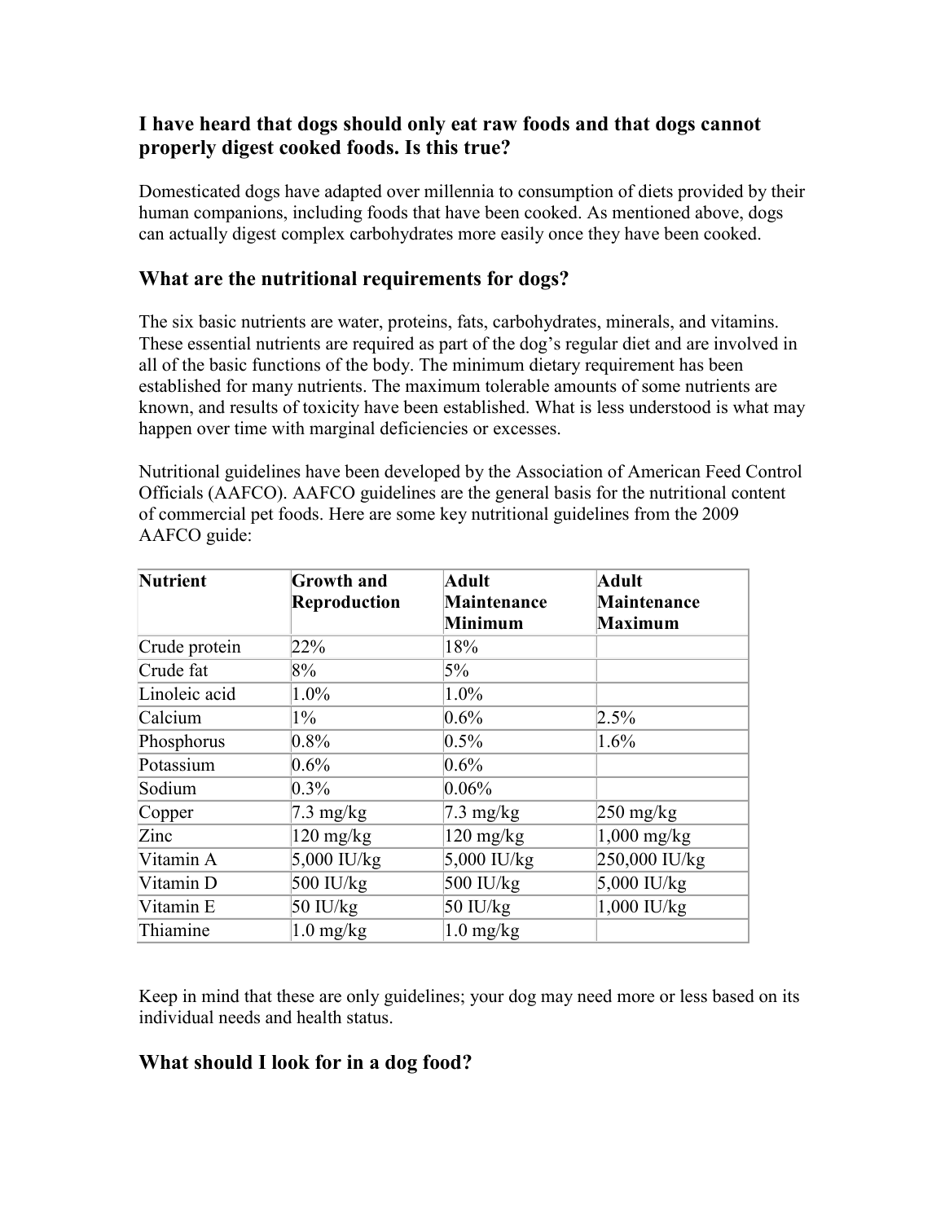### I have heard that dogs should only eat raw foods and that dogs cannot properly digest cooked foods. Is this true?

Domesticated dogs have adapted over millennia to consumption of diets provided by their human companions, including foods that have been cooked. As mentioned above, dogs can actually digest complex carbohydrates more easily once they have been cooked.

### What are the nutritional requirements for dogs?

The six basic nutrients are water, proteins, fats, carbohydrates, minerals, and vitamins. These essential nutrients are required as part of the dog's regular diet and are involved in all of the basic functions of the body. The minimum dietary requirement has been established for many nutrients. The maximum tolerable amounts of some nutrients are known, and results of toxicity have been established. What is less understood is what may happen over time with marginal deficiencies or excesses.

Nutritional guidelines have been developed by the Association of American Feed Control Officials (AAFCO). AAFCO guidelines are the general basis for the nutritional content of commercial pet foods. Here are some key nutritional guidelines from the 2009 AAFCO guide:

| Nutrient | Growth and Reproduction | Adult Maintenance Minimum | Adult Maintenance Maximum |
|---|---|---|---|
| Crude protein | 22% | 18% | |
| Crude fat | 8% | 5% | |
| Linoleic acid | 1.0% | 1.0% | |
| Calcium | 1% | 0.6% | 2.5% |
| Phosphorus | 0.8% | 0.5% | 1.6% |
| Potassium | 0.6% | 0.6% | |
| Sodium | 0.3% | 0.06% | |
| Copper | 7.3 mg/kg | 7.3 mg/kg | 250 mg/kg |
| Zinc | 120 mg/kg | 120 mg/kg | 1,000 mg/kg |
| Vitamin A | 5,000 IU/kg | 5,000 IU/kg | 250,000 IU/kg |
| Vitamin D | 500 IU/kg | 500 IU/kg | 5,000 IU/kg |
| Vitamin E | 50 IU/kg | 50 IU/kg | 1,000 IU/kg |
| Thiamine | 1.0 mg/kg | 1.0 mg/kg | |

Keep in mind that these are only guidelines; your dog may need more or less based on its individual needs and health status.

### What should I look for in a dog food?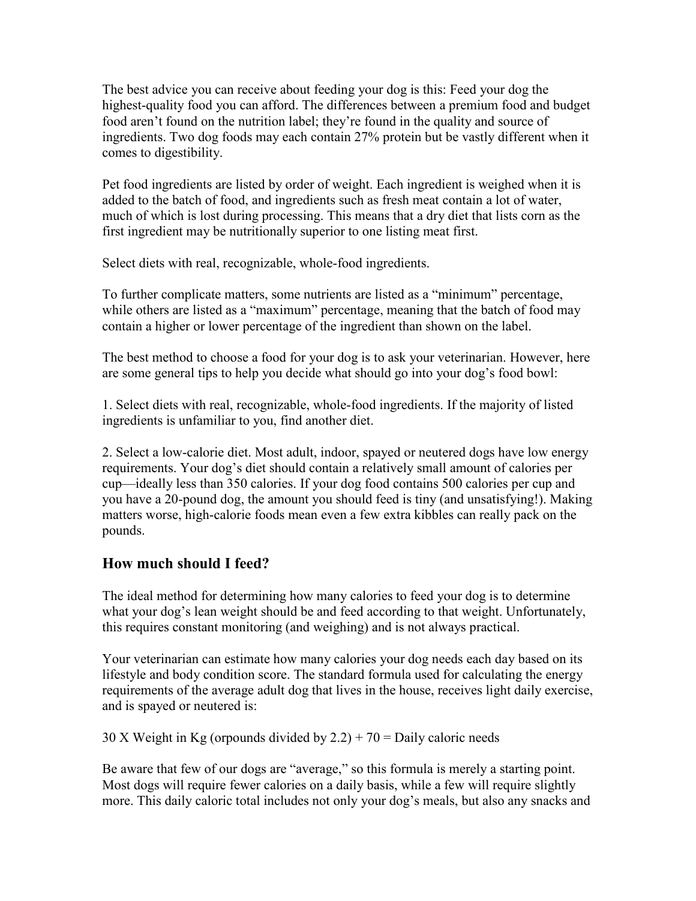The best advice you can receive about feeding your dog is this: Feed your dog the highest-quality food you can afford. The differences between a premium food and budget food aren't found on the nutrition label; they're found in the quality and source of ingredients. Two dog foods may each contain 27% protein but be vastly different when it comes to digestibility.

Pet food ingredients are listed by order of weight. Each ingredient is weighed when it is added to the batch of food, and ingredients such as fresh meat contain a lot of water, much of which is lost during processing. This means that a dry diet that lists corn as the first ingredient may be nutritionally superior to one listing meat first.

Select diets with real, recognizable, whole-food ingredients.

To further complicate matters, some nutrients are listed as a "minimum" percentage, while others are listed as a "maximum" percentage, meaning that the batch of food may contain a higher or lower percentage of the ingredient than shown on the label.

The best method to choose a food for your dog is to ask your veterinarian. However, here are some general tips to help you decide what should go into your dog's food bowl:

1. Select diets with real, recognizable, whole-food ingredients. If the majority of listed ingredients is unfamiliar to you, find another diet.

2. Select a low-calorie diet. Most adult, indoor, spayed or neutered dogs have low energy requirements. Your dog's diet should contain a relatively small amount of calories per cup—ideally less than 350 calories. If your dog food contains 500 calories per cup and you have a 20-pound dog, the amount you should feed is tiny (and unsatisfying!). Making matters worse, high-calorie foods mean even a few extra kibbles can really pack on the pounds.

## How much should I feed?

The ideal method for determining how many calories to feed your dog is to determine what your dog's lean weight should be and feed according to that weight. Unfortunately, this requires constant monitoring (and weighing) and is not always practical.

Your veterinarian can estimate how many calories your dog needs each day based on its lifestyle and body condition score. The standard formula used for calculating the energy requirements of the average adult dog that lives in the house, receives light daily exercise, and is spayed or neutered is:

30 X Weight in Kg (orpounds divided by 2.2) + 70 = Daily caloric needs

Be aware that few of our dogs are "average," so this formula is merely a starting point. Most dogs will require fewer calories on a daily basis, while a few will require slightly more. This daily caloric total includes not only your dog's meals, but also any snacks and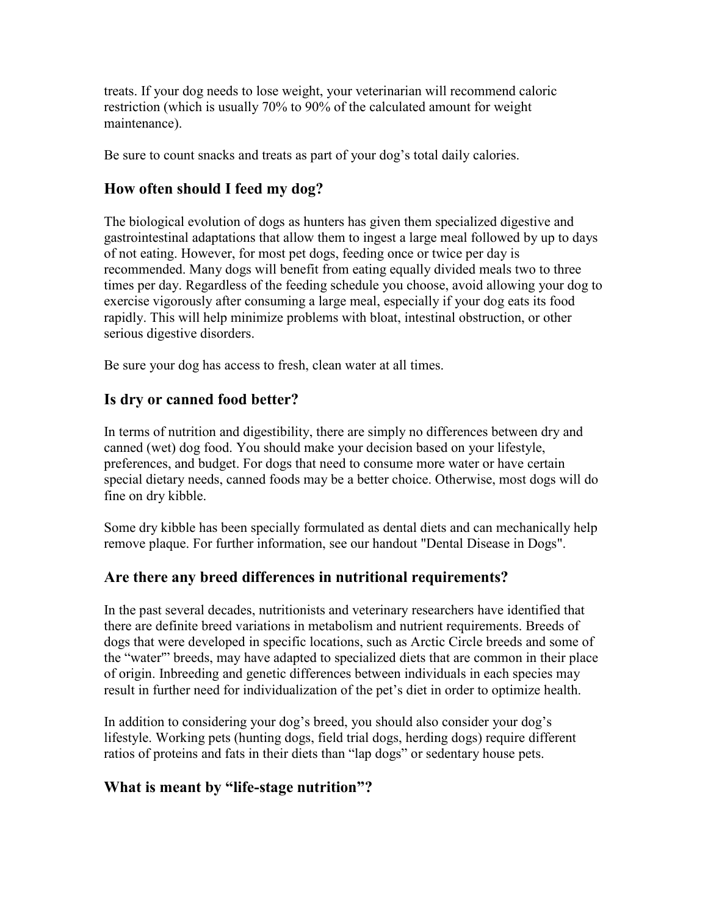treats. If your dog needs to lose weight, your veterinarian will recommend caloric restriction (which is usually 70% to 90% of the calculated amount for weight maintenance).

Be sure to count snacks and treats as part of your dog's total daily calories.

## How often should I feed my dog?

The biological evolution of dogs as hunters has given them specialized digestive and gastrointestinal adaptations that allow them to ingest a large meal followed by up to days of not eating. However, for most pet dogs, feeding once or twice per day is recommended. Many dogs will benefit from eating equally divided meals two to three times per day. Regardless of the feeding schedule you choose, avoid allowing your dog to exercise vigorously after consuming a large meal, especially if your dog eats its food rapidly. This will help minimize problems with bloat, intestinal obstruction, or other serious digestive disorders.

Be sure your dog has access to fresh, clean water at all times.

## Is dry or canned food better?

In terms of nutrition and digestibility, there are simply no differences between dry and canned (wet) dog food. You should make your decision based on your lifestyle, preferences, and budget. For dogs that need to consume more water or have certain special dietary needs, canned foods may be a better choice. Otherwise, most dogs will do fine on dry kibble.

Some dry kibble has been specially formulated as dental diets and can mechanically help remove plaque. For further information, see our handout "Dental Disease in Dogs".

## Are there any breed differences in nutritional requirements?

In the past several decades, nutritionists and veterinary researchers have identified that there are definite breed variations in metabolism and nutrient requirements. Breeds of dogs that were developed in specific locations, such as Arctic Circle breeds and some of the "water"' breeds, may have adapted to specialized diets that are common in their place of origin. Inbreeding and genetic differences between individuals in each species may result in further need for individualization of the pet's diet in order to optimize health.

In addition to considering your dog's breed, you should also consider your dog's lifestyle. Working pets (hunting dogs, field trial dogs, herding dogs) require different ratios of proteins and fats in their diets than "lap dogs" or sedentary house pets.

## What is meant by "life-stage nutrition"?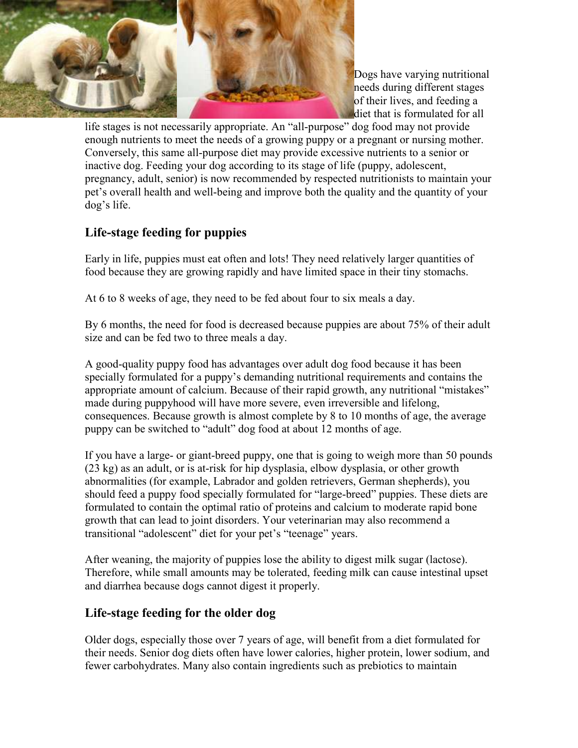Dogs have varying nutritional needs during different stages of their lives, and feeding a diet that is formulated for all life stages is not necessarily appropriate. An "all-purpose" dog food may not provide enough nutrients to meet the needs of a growing puppy or a pregnant or nursing mother. Conversely, this same all-purpose diet may provide excessive nutrients to a senior or inactive dog. Feeding your dog according to its stage of life (puppy, adolescent, pregnancy, adult, senior) is now recommended by respected nutritionists to maintain your pet's overall health and well-being and improve both the quality and the quantity of your dog's life.

## Life-stage feeding for puppies

Early in life, puppies must eat often and lots! They need relatively larger quantities of food because they are growing rapidly and have limited space in their tiny stomachs.

At 6 to 8 weeks of age, they need to be fed about four to six meals a day.

By 6 months, the need for food is decreased because puppies are about 75% of their adult size and can be fed two to three meals a day.

A good-quality puppy food has advantages over adult dog food because it has been specially formulated for a puppy's demanding nutritional requirements and contains the appropriate amount of calcium. Because of their rapid growth, any nutritional "mistakes" made during puppyhood will have more severe, even irreversible and lifelong, consequences. Because growth is almost complete by 8 to 10 months of age, the average puppy can be switched to "adult" dog food at about 12 months of age.

If you have a large- or giant-breed puppy, one that is going to weigh more than 50 pounds (23 kg) as an adult, or is at-risk for hip dysplasia, elbow dysplasia, or other growth abnormalities (for example, Labrador and golden retrievers, German shepherds), you should feed a puppy food specially formulated for "large-breed" puppies. These diets are formulated to contain the optimal ratio of proteins and calcium to moderate rapid bone growth that can lead to joint disorders. Your veterinarian may also recommend a transitional "adolescent" diet for your pet's "teenage" years.

After weaning, the majority of puppies lose the ability to digest milk sugar (lactose). Therefore, while small amounts may be tolerated, feeding milk can cause intestinal upset and diarrhea because dogs cannot digest it properly.

## Life-stage feeding for the older dog

Older dogs, especially those over 7 years of age, will benefit from a diet formulated for their needs. Senior dog diets often have lower calories, higher protein, lower sodium, and fewer carbohydrates. Many also contain ingredients such as prebiotics to maintain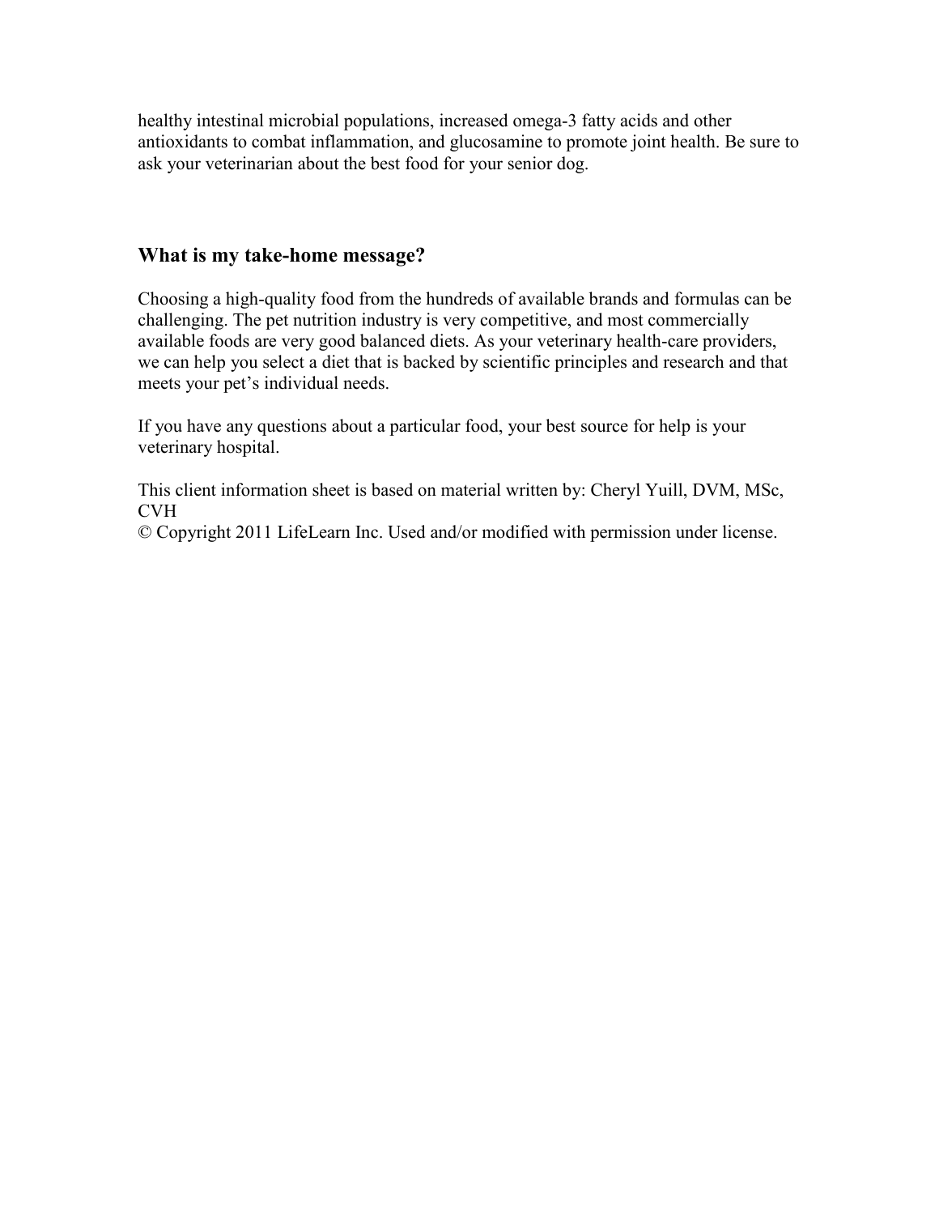healthy intestinal microbial populations, increased omega-3 fatty acids and other antioxidants to combat inflammation, and glucosamine to promote joint health. Be sure to ask your veterinarian about the best food for your senior dog.

## What is my take-home message?

Choosing a high-quality food from the hundreds of available brands and formulas can be challenging. The pet nutrition industry is very competitive, and most commercially available foods are very good balanced diets. As your veterinary health-care providers, we can help you select a diet that is backed by scientific principles and research and that meets your pet's individual needs.

If you have any questions about a particular food, your best source for help is your veterinary hospital.

This client information sheet is based on material written by: Cheryl Yuill, DVM, MSc, CVH
© Copyright 2011 LifeLearn Inc. Used and/or modified with permission under license.